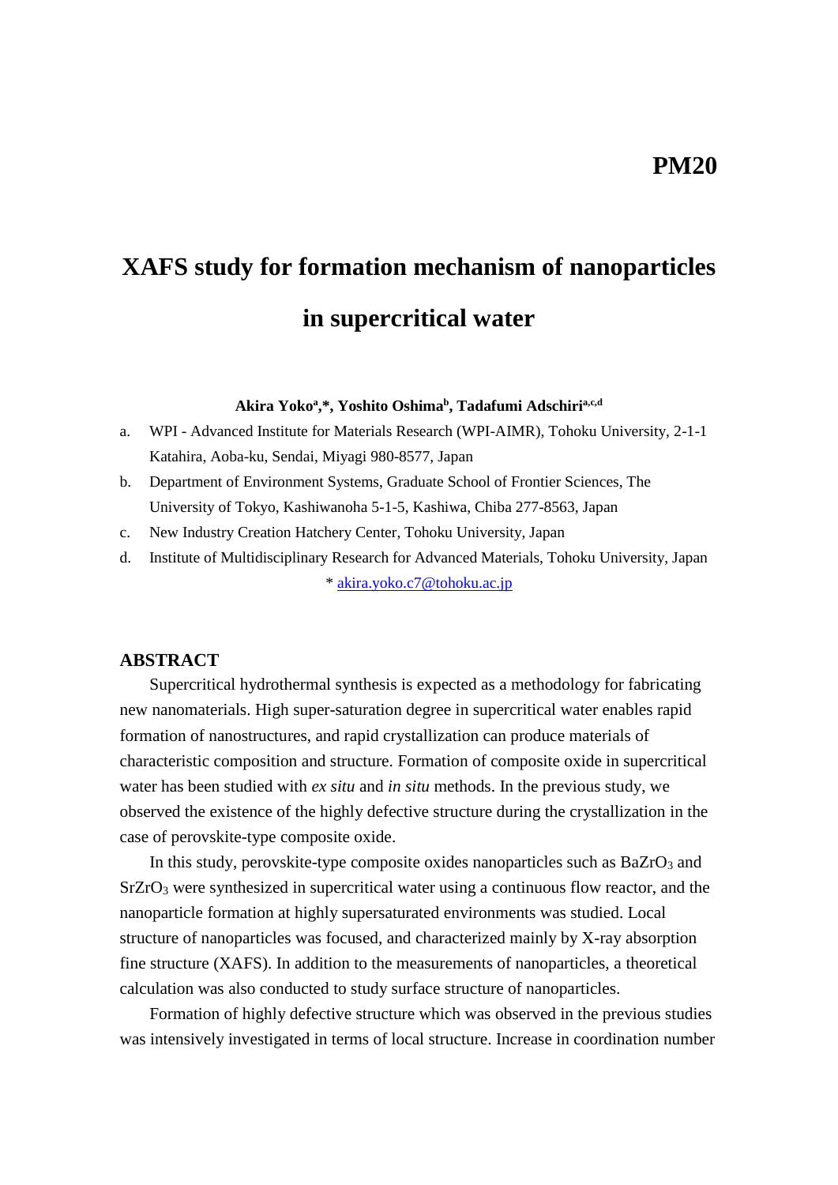**PM20**

# XAFS study for formation mechanism of nanoparticles in supercritical water

**Akira Yoko[a],\*, Yoshito Oshima[b], Tadafumi Adschiri[a,c,d]**

a. WPI - Advanced Institute for Materials Research (WPI-AIMR), Tohoku University, 2-1-1 Katahira, Aoba-ku, Sendai, Miyagi 980-8577, Japan
b. Department of Environment Systems, Graduate School of Frontier Sciences, The University of Tokyo, Kashiwanoha 5-1-5, Kashiwa, Chiba 277-8563, Japan
c. New Industry Creation Hatchery Center, Tohoku University, Japan
d. Institute of Multidisciplinary Research for Advanced Materials, Tohoku University, Japan

\* akira.yoko.c7@tohoku.ac.jp

## ABSTRACT

Supercritical hydrothermal synthesis is expected as a methodology for fabricating new nanomaterials. High super-saturation degree in supercritical water enables rapid formation of nanostructures, and rapid crystallization can produce materials of characteristic composition and structure. Formation of composite oxide in supercritical water has been studied with *ex situ* and *in situ* methods. In the previous study, we observed the existence of the highly defective structure during the crystallization in the case of perovskite-type composite oxide.

In this study, perovskite-type composite oxides nanoparticles such as $BaZrO_3$ and $SrZrO_3$ were synthesized in supercritical water using a continuous flow reactor, and the nanoparticle formation at highly supersaturated environments was studied. Local structure of nanoparticles was focused, and characterized mainly by X-ray absorption fine structure (XAFS). In addition to the measurements of nanoparticles, a theoretical calculation was also conducted to study surface structure of nanoparticles.

Formation of highly defective structure which was observed in the previous studies was intensively investigated in terms of local structure. Increase in coordination number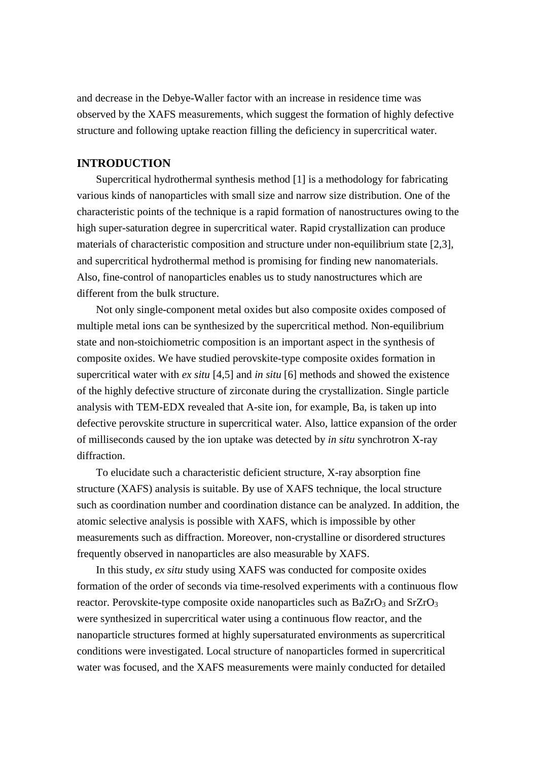and decrease in the Debye-Waller factor with an increase in residence time was observed by the XAFS measurements, which suggest the formation of highly defective structure and following uptake reaction filling the deficiency in supercritical water.

## INTRODUCTION

Supercritical hydrothermal synthesis method [1] is a methodology for fabricating various kinds of nanoparticles with small size and narrow size distribution. One of the characteristic points of the technique is a rapid formation of nanostructures owing to the high super-saturation degree in supercritical water. Rapid crystallization can produce materials of characteristic composition and structure under non-equilibrium state [2,3], and supercritical hydrothermal method is promising for finding new nanomaterials. Also, fine-control of nanoparticles enables us to study nanostructures which are different from the bulk structure.

Not only single-component metal oxides but also composite oxides composed of multiple metal ions can be synthesized by the supercritical method. Non-equilibrium state and non-stoichiometric composition is an important aspect in the synthesis of composite oxides. We have studied perovskite-type composite oxides formation in supercritical water with *ex situ* [4,5] and *in situ* [6] methods and showed the existence of the highly defective structure of zirconate during the crystallization. Single particle analysis with TEM-EDX revealed that A-site ion, for example, Ba, is taken up into defective perovskite structure in supercritical water. Also, lattice expansion of the order of milliseconds caused by the ion uptake was detected by *in situ* synchrotron X-ray diffraction.

To elucidate such a characteristic deficient structure, X-ray absorption fine structure (XAFS) analysis is suitable. By use of XAFS technique, the local structure such as coordination number and coordination distance can be analyzed. In addition, the atomic selective analysis is possible with XAFS, which is impossible by other measurements such as diffraction. Moreover, non-crystalline or disordered structures frequently observed in nanoparticles are also measurable by XAFS.

In this study, *ex situ* study using XAFS was conducted for composite oxides formation of the order of seconds via time-resolved experiments with a continuous flow reactor. Perovskite-type composite oxide nanoparticles such as $BaZrO_3$ and $SrZrO_3$ were synthesized in supercritical water using a continuous flow reactor, and the nanoparticle structures formed at highly supersaturated environments as supercritical conditions were investigated. Local structure of nanoparticles formed in supercritical water was focused, and the XAFS measurements were mainly conducted for detailed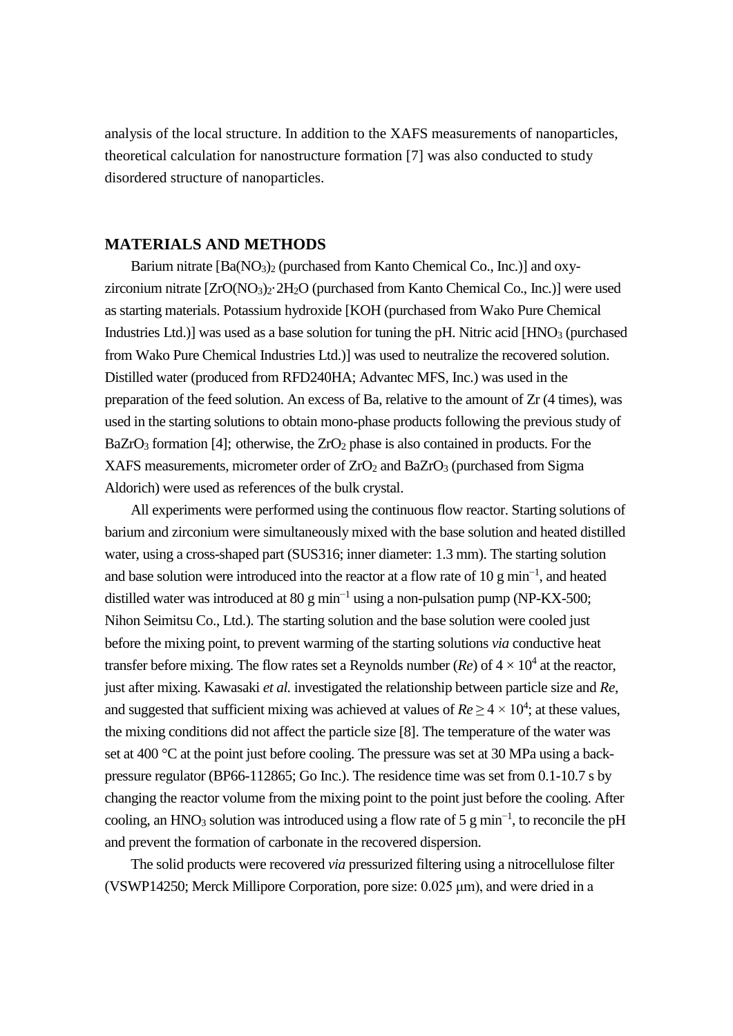analysis of the local structure. In addition to the XAFS measurements of nanoparticles, theoretical calculation for nanostructure formation [7] was also conducted to study disordered structure of nanoparticles.

## MATERIALS AND METHODS

Barium nitrate [$Ba(NO_3)_2$ (purchased from Kanto Chemical Co., Inc.)] and oxy-zirconium nitrate [$ZrO(NO_3)_2 \cdot 2H_2O$ (purchased from Kanto Chemical Co., Inc.)] were used as starting materials. Potassium hydroxide [KOH (purchased from Wako Pure Chemical Industries Ltd.)] was used as a base solution for tuning the pH. Nitric acid [$HNO_3$ (purchased from Wako Pure Chemical Industries Ltd.)] was used to neutralize the recovered solution. Distilled water (produced from RFD240HA; Advantec MFS, Inc.) was used in the preparation of the feed solution. An excess of Ba, relative to the amount of Zr (4 times), was used in the starting solutions to obtain mono-phase products following the previous study of $BaZrO_3$ formation [4]; otherwise, the $ZrO_2$ phase is also contained in products. For the XAFS measurements, micrometer order of $ZrO_2$ and $BaZrO_3$ (purchased from Sigma Aldorich) were used as references of the bulk crystal.

All experiments were performed using the continuous flow reactor. Starting solutions of barium and zirconium were simultaneously mixed with the base solution and heated distilled water, using a cross-shaped part (SUS316; inner diameter: 1.3 mm). The starting solution and base solution were introduced into the reactor at a flow rate of 10 g min$^{-1}$, and heated distilled water was introduced at 80 g min$^{-1}$ using a non-pulsation pump (NP-KX-500; Nihon Seimitsu Co., Ltd.). The starting solution and the base solution were cooled just before the mixing point, to prevent warming of the starting solutions *via* conductive heat transfer before mixing. The flow rates set a Reynolds number ($Re$) of $4 \times 10^4$ at the reactor, just after mixing. Kawasaki *et al.* investigated the relationship between particle size and $Re$, and suggested that sufficient mixing was achieved at values of $Re \geq 4 \times 10^4$; at these values, the mixing conditions did not affect the particle size [8]. The temperature of the water was set at 400 °C at the point just before cooling. The pressure was set at 30 MPa using a back-pressure regulator (BP66-112865; Go Inc.). The residence time was set from 0.1-10.7 s by changing the reactor volume from the mixing point to the point just before the cooling. After cooling, an $HNO_3$ solution was introduced using a flow rate of 5 g min$^{-1}$, to reconcile the pH and prevent the formation of carbonate in the recovered dispersion.

The solid products were recovered *via* pressurized filtering using a nitrocellulose filter (VSWP14250; Merck Millipore Corporation, pore size: 0.025 μm), and were dried in a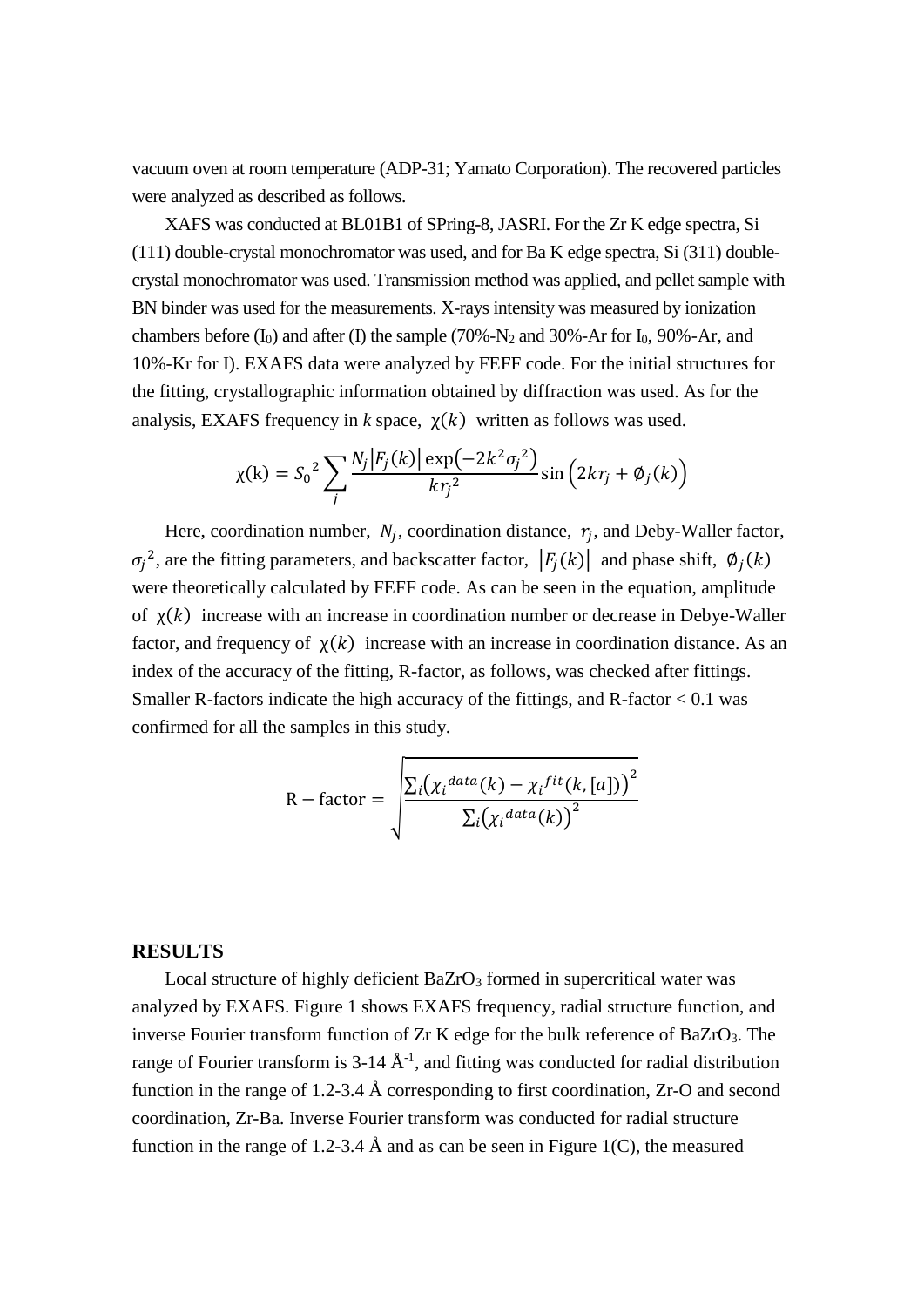vacuum oven at room temperature (ADP-31; Yamato Corporation). The recovered particles were analyzed as described as follows.

XAFS was conducted at BL01B1 of SPring-8, JASRI. For the Zr K edge spectra, Si (111) double-crystal monochromator was used, and for Ba K edge spectra, Si (311) double-crystal monochromator was used. Transmission method was applied, and pellet sample with BN binder was used for the measurements. X-rays intensity was measured by ionization chambers before ($I_0$) and after (I) the sample (70%-$N_2$ and 30%-Ar for $I_0$, 90%-Ar, and 10%-Kr for I). EXAFS data were analyzed by FEFF code. For the initial structures for the fitting, crystallographic information obtained by diffraction was used. As for the analysis, EXAFS frequency in *k* space, $\chi(k)$ written as follows was used.

$$\chi(\mathrm{k}) = {S_0}^2 \sum_j \frac{N_j |F_j(k)| \exp(-2k^2{\sigma_j}^2)}{k{r_j}^2} \sin\left(2kr_j + \emptyset_j(k)\right)$$

Here, coordination number, $N_j$, coordination distance, $r_j$, and Deby-Waller factor, ${\sigma_j}^2$, are the fitting parameters, and backscatter factor, $|F_j(k)|$ and phase shift, $\emptyset_j(k)$ were theoretically calculated by FEFF code. As can be seen in the equation, amplitude of $\chi(k)$ increase with an increase in coordination number or decrease in Debye-Waller factor, and frequency of $\chi(k)$ increase with an increase in coordination distance. As an index of the accuracy of the fitting, R-factor, as follows, was checked after fittings. Smaller R-factors indicate the high accuracy of the fittings, and R-factor < 0.1 was confirmed for all the samples in this study.

$$\mathrm{R-factor} = \sqrt{\frac{\sum_i \left({\chi_i}^{data}(k) - {\chi_i}^{fit}(k,[a])\right)^2}{\sum_i \left({\chi_i}^{data}(k)\right)^2}}$$

## RESULTS

Local structure of highly deficient $BaZrO_3$ formed in supercritical water was analyzed by EXAFS. Figure 1 shows EXAFS frequency, radial structure function, and inverse Fourier transform function of Zr K edge for the bulk reference of $BaZrO_3$. The range of Fourier transform is 3-14 $Å^{-1}$, and fitting was conducted for radial distribution function in the range of 1.2-3.4 Å corresponding to first coordination, Zr-O and second coordination, Zr-Ba. Inverse Fourier transform was conducted for radial structure function in the range of 1.2-3.4 Å and as can be seen in Figure 1(C), the measured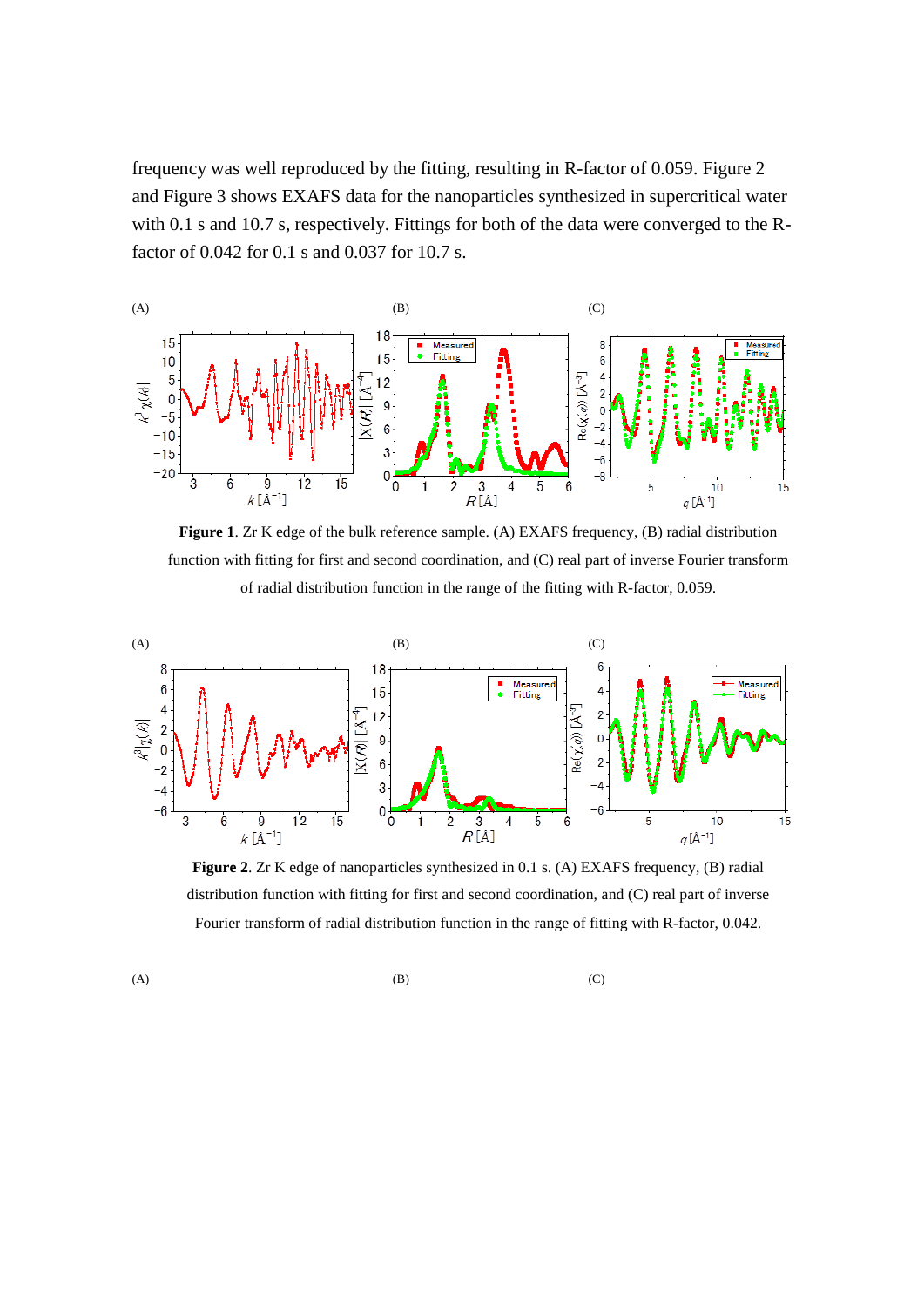frequency was well reproduced by the fitting, resulting in R-factor of 0.059. Figure 2 and Figure 3 shows EXAFS data for the nanoparticles synthesized in supercritical water with 0.1 s and 10.7 s, respectively. Fittings for both of the data were converged to the R-factor of 0.042 for 0.1 s and 0.037 for 10.7 s.

**Figure 1**. Zr K edge of the bulk reference sample. (A) EXAFS frequency, (B) radial distribution function with fitting for first and second coordination, and (C) real part of inverse Fourier transform of radial distribution function in the range of the fitting with R-factor, 0.059.

**Figure 2**. Zr K edge of nanoparticles synthesized in 0.1 s. (A) EXAFS frequency, (B) radial distribution function with fitting for first and second coordination, and (C) real part of inverse Fourier transform of radial distribution function in the range of fitting with R-factor, 0.042.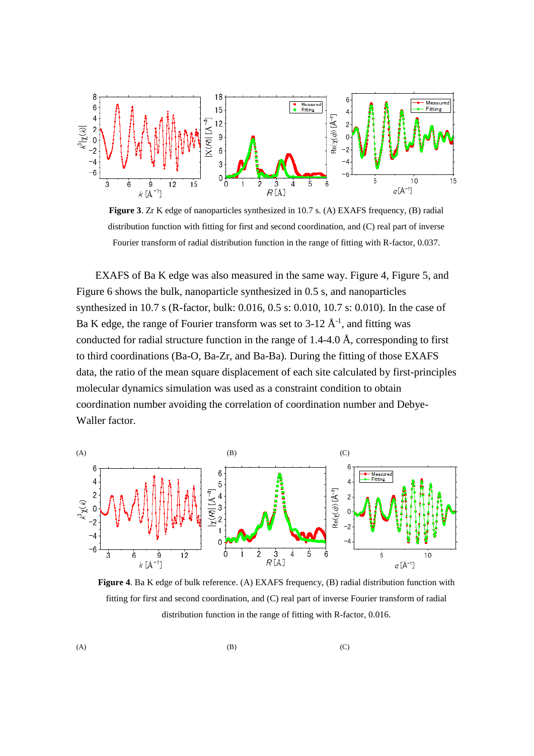**Figure 3**. Zr K edge of nanoparticles synthesized in 10.7 s. (A) EXAFS frequency, (B) radial distribution function with fitting for first and second coordination, and (C) real part of inverse Fourier transform of radial distribution function in the range of fitting with R-factor, 0.037.

EXAFS of Ba K edge was also measured in the same way. Figure 4, Figure 5, and Figure 6 shows the bulk, nanoparticle synthesized in 0.5 s, and nanoparticles synthesized in 10.7 s (R-factor, bulk: 0.016, 0.5 s: 0.010, 10.7 s: 0.010). In the case of Ba K edge, the range of Fourier transform was set to 3-12 Å$^{-1}$, and fitting was conducted for radial structure function in the range of 1.4-4.0 Å, corresponding to first to third coordinations (Ba-O, Ba-Zr, and Ba-Ba). During the fitting of those EXAFS data, the ratio of the mean square displacement of each site calculated by first-principles molecular dynamics simulation was used as a constraint condition to obtain coordination number avoiding the correlation of coordination number and Debye-Waller factor.

(A) (B) (C)

**Figure 4**. Ba K edge of bulk reference. (A) EXAFS frequency, (B) radial distribution function with fitting for first and second coordination, and (C) real part of inverse Fourier transform of radial distribution function in the range of fitting with R-factor, 0.016.

(A) (B) (C)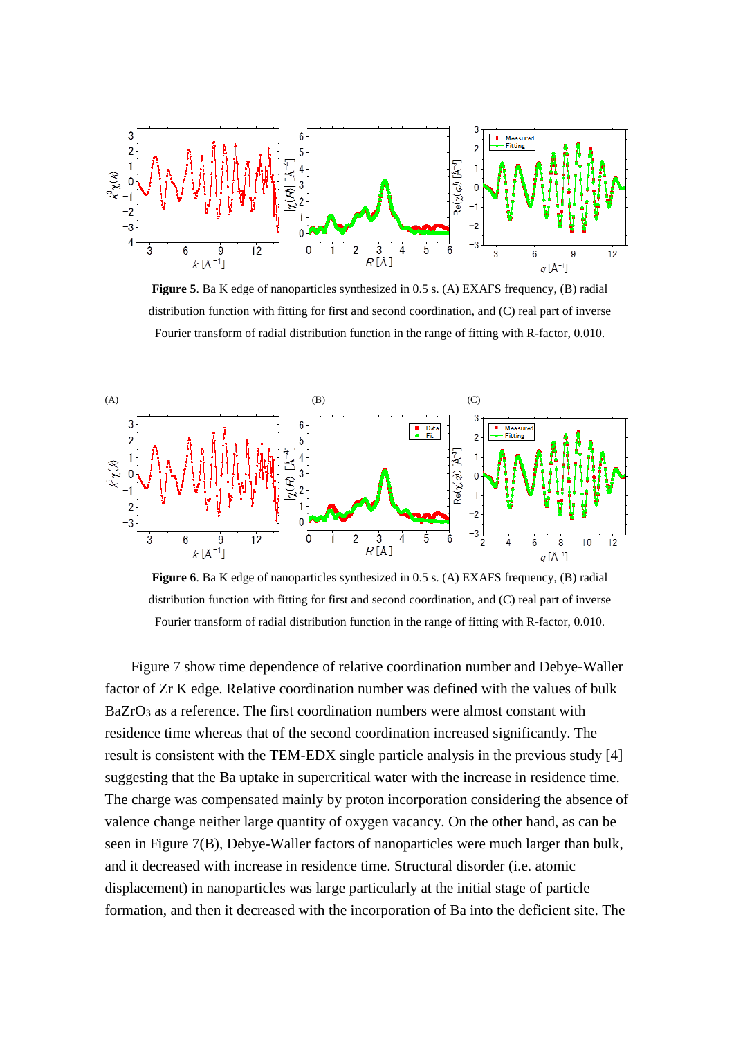**Figure 5**. Ba K edge of nanoparticles synthesized in 0.5 s. (A) EXAFS frequency, (B) radial distribution function with fitting for first and second coordination, and (C) real part of inverse Fourier transform of radial distribution function in the range of fitting with R-factor, 0.010.

**Figure 6**. Ba K edge of nanoparticles synthesized in 0.5 s. (A) EXAFS frequency, (B) radial distribution function with fitting for first and second coordination, and (C) real part of inverse Fourier transform of radial distribution function in the range of fitting with R-factor, 0.010.

Figure 7 show time dependence of relative coordination number and Debye-Waller factor of Zr K edge. Relative coordination number was defined with the values of bulk $BaZrO_3$ as a reference. The first coordination numbers were almost constant with residence time whereas that of the second coordination increased significantly. The result is consistent with the TEM-EDX single particle analysis in the previous study [4] suggesting that the Ba uptake in supercritical water with the increase in residence time. The charge was compensated mainly by proton incorporation considering the absence of valence change neither large quantity of oxygen vacancy. On the other hand, as can be seen in Figure 7(B), Debye-Waller factors of nanoparticles were much larger than bulk, and it decreased with increase in residence time. Structural disorder (i.e. atomic displacement) in nanoparticles was large particularly at the initial stage of particle formation, and then it decreased with the incorporation of Ba into the deficient site. The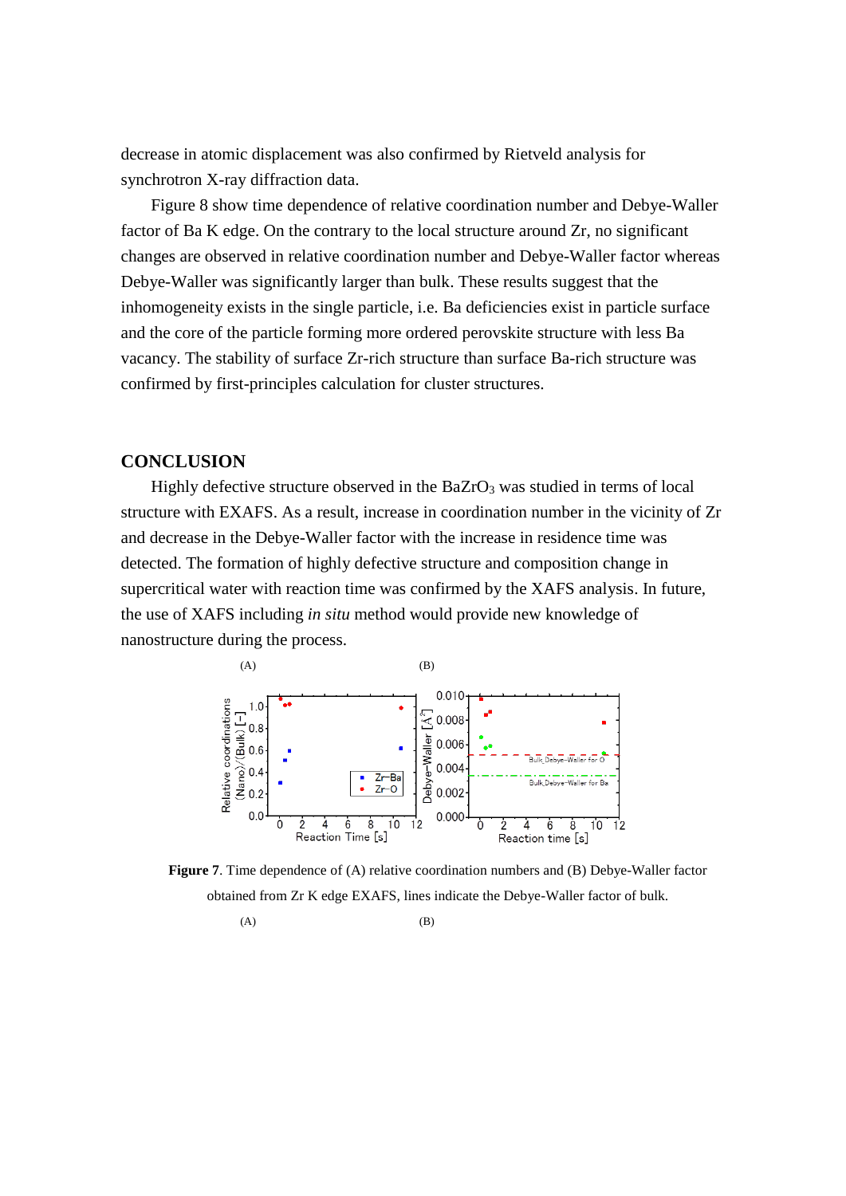decrease in atomic displacement was also confirmed by Rietveld analysis for synchrotron X-ray diffraction data.

Figure 8 show time dependence of relative coordination number and Debye-Waller factor of Ba K edge. On the contrary to the local structure around Zr, no significant changes are observed in relative coordination number and Debye-Waller factor whereas Debye-Waller was significantly larger than bulk. These results suggest that the inhomogeneity exists in the single particle, i.e. Ba deficiencies exist in particle surface and the core of the particle forming more ordered perovskite structure with less Ba vacancy. The stability of surface Zr-rich structure than surface Ba-rich structure was confirmed by first-principles calculation for cluster structures.

## CONCLUSION

Highly defective structure observed in the $BaZrO_3$ was studied in terms of local structure with EXAFS. As a result, increase in coordination number in the vicinity of Zr and decrease in the Debye-Waller factor with the increase in residence time was detected. The formation of highly defective structure and composition change in supercritical water with reaction time was confirmed by the XAFS analysis. In future, the use of XAFS including *in situ* method would provide new knowledge of nanostructure during the process.

**Figure 7**. Time dependence of (A) relative coordination numbers and (B) Debye-Waller factor obtained from Zr K edge EXAFS, lines indicate the Debye-Waller factor of bulk.

(A) (B)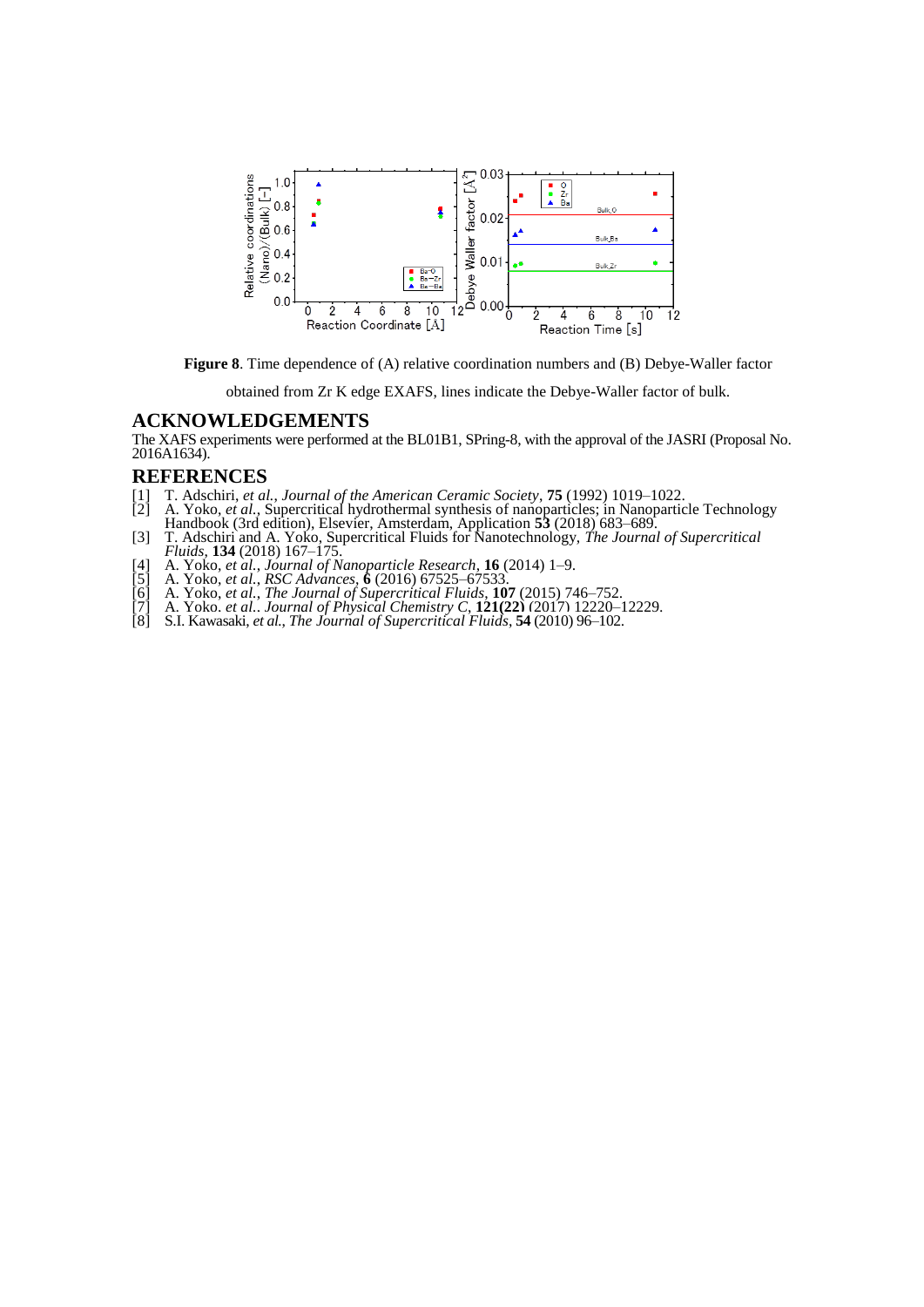(A)
Relative coordinations (Nano)/(Bulk) [-]
1.0
0.8
0.6
0.4
0.2
0.0
0 2 4 6 8 10 12
Reaction Coordinate [Å]
Ba-O
Ba-Zr
Ba-Ba

(B)
Debye Waller factor [Å$^2$]
0.03
0.02
0.01
0.00
0 2 4 6 8 10 12
Reaction Time [s]
O
Zr
Ba
Bulk O
Bulk Ba
Bulk Zr

**Figure 8**. Time dependence of (A) relative coordination numbers and (B) Debye-Waller factor obtained from Zr K edge EXAFS, lines indicate the Debye-Waller factor of bulk.

## ACKNOWLEDGEMENTS

The XAFS experiments were performed at the BL01B1, SPring-8, with the approval of the JASRI (Proposal No. 2016A1634).

## REFERENCES

[1] T. Adschiri, *et al.*, *Journal of the American Ceramic Society*, **75** (1992) 1019–1022.

[2] A. Yoko, *et al.*, Supercritical hydrothermal synthesis of nanoparticles; in Nanoparticle Technology Handbook (3rd edition), Elsevier, Amsterdam, Application **53** (2018) 683–689.

[3] T. Adschiri and A. Yoko, Supercritical Fluids for Nanotechnology, *The Journal of Supercritical Fluids*, **134** (2018) 167–175.

[4] A. Yoko, *et al.*, *Journal of Nanoparticle Research*, **16** (2014) 1–9.

[5] A. Yoko, *et al.*, *RSC Advances*, **6** (2016) 67525–67533.

[6] A. Yoko, *et al.*, *The Journal of Supercritical Fluids*, **107** (2015) 746–752.

[7] A. Yoko. *et al.*. *Journal of Physical Chemistry C*, **121(22)** (2017) 12220–12229.

[8] S.I. Kawasaki, *et al.*, *The Journal of Supercritical Fluids*, **54** (2010) 96–102.